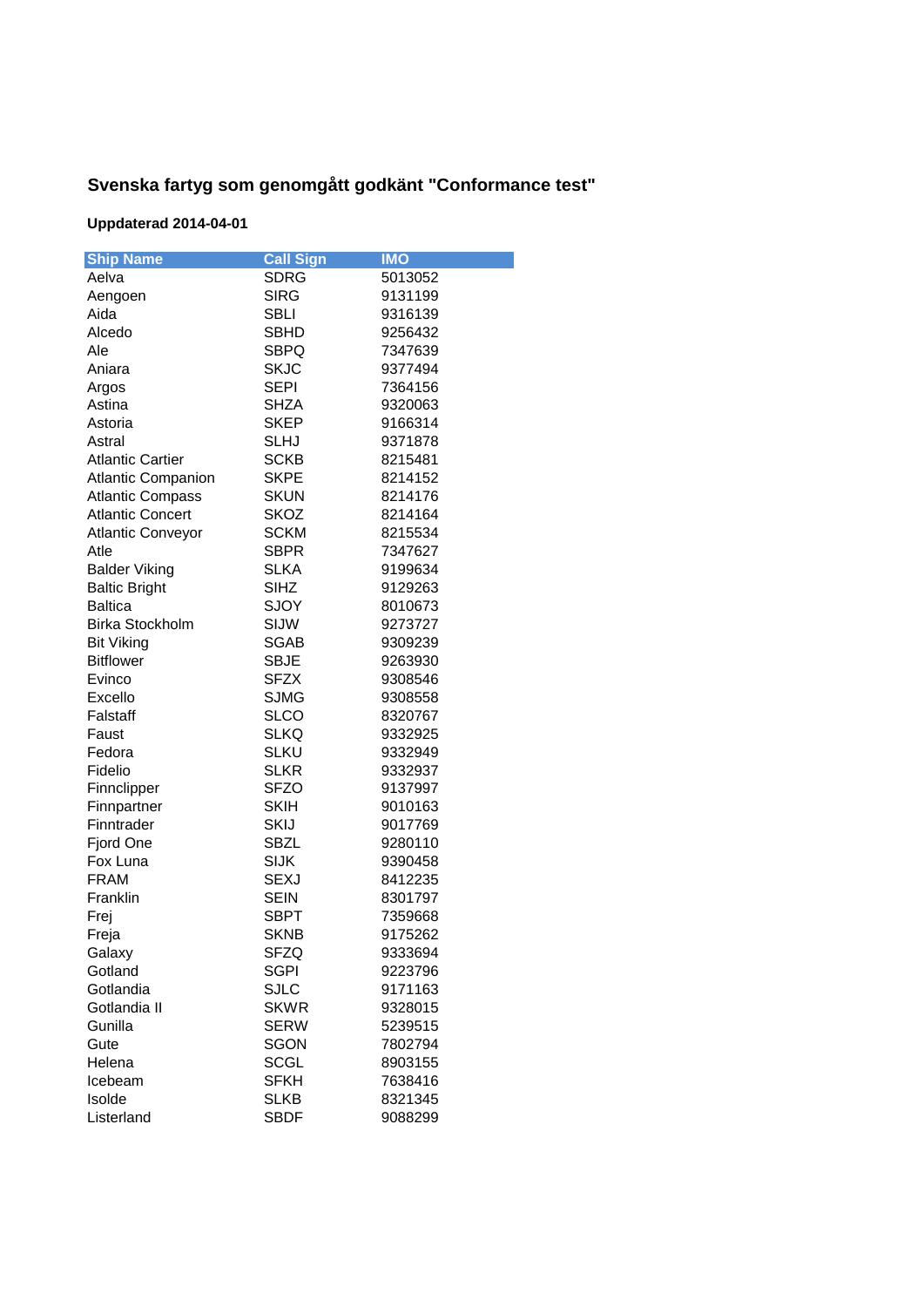# Svenska fartyg som genomgått godkänt "Conformance test"

**Uppdaterad 2014-04-01**

| Ship Name | Call Sign | IMO |
|---|---|---|
| Aelva | SDRG | 5013052 |
| Aengoen | SIRG | 9131199 |
| Aida | SBLI | 9316139 |
| Alcedo | SBHD | 9256432 |
| Ale | SBPQ | 7347639 |
| Aniara | SKJC | 9377494 |
| Argos | SEPI | 7364156 |
| Astina | SHZA | 9320063 |
| Astoria | SKEP | 9166314 |
| Astral | SLHJ | 9371878 |
| Atlantic Cartier | SCKB | 8215481 |
| Atlantic Companion | SKPE | 8214152 |
| Atlantic Compass | SKUN | 8214176 |
| Atlantic Concert | SKOZ | 8214164 |
| Atlantic Conveyor | SCKM | 8215534 |
| Atle | SBPR | 7347627 |
| Balder Viking | SLKA | 9199634 |
| Baltic Bright | SIHZ | 9129263 |
| Baltica | SJOY | 8010673 |
| Birka Stockholm | SIJW | 9273727 |
| Bit Viking | SGAB | 9309239 |
| Bitflower | SBJE | 9263930 |
| Evinco | SFZX | 9308546 |
| Excello | SJMG | 9308558 |
| Falstaff | SLCO | 8320767 |
| Faust | SLKQ | 9332925 |
| Fedora | SLKU | 9332949 |
| Fidelio | SLKR | 9332937 |
| Finnclipper | SFZO | 9137997 |
| Finnpartner | SKIH | 9010163 |
| Finntrader | SKIJ | 9017769 |
| Fjord One | SBZL | 9280110 |
| Fox Luna | SIJK | 9390458 |
| FRAM | SEXJ | 8412235 |
| Franklin | SEIN | 8301797 |
| Frej | SBPT | 7359668 |
| Freja | SKNB | 9175262 |
| Galaxy | SFZQ | 9333694 |
| Gotland | SGPI | 9223796 |
| Gotlandia | SJLC | 9171163 |
| Gotlandia II | SKWR | 9328015 |
| Gunilla | SERW | 5239515 |
| Gute | SGON | 7802794 |
| Helena | SCGL | 8903155 |
| Icebeam | SFKH | 7638416 |
| Isolde | SLKB | 8321345 |
| Listerland | SBDF | 9088299 |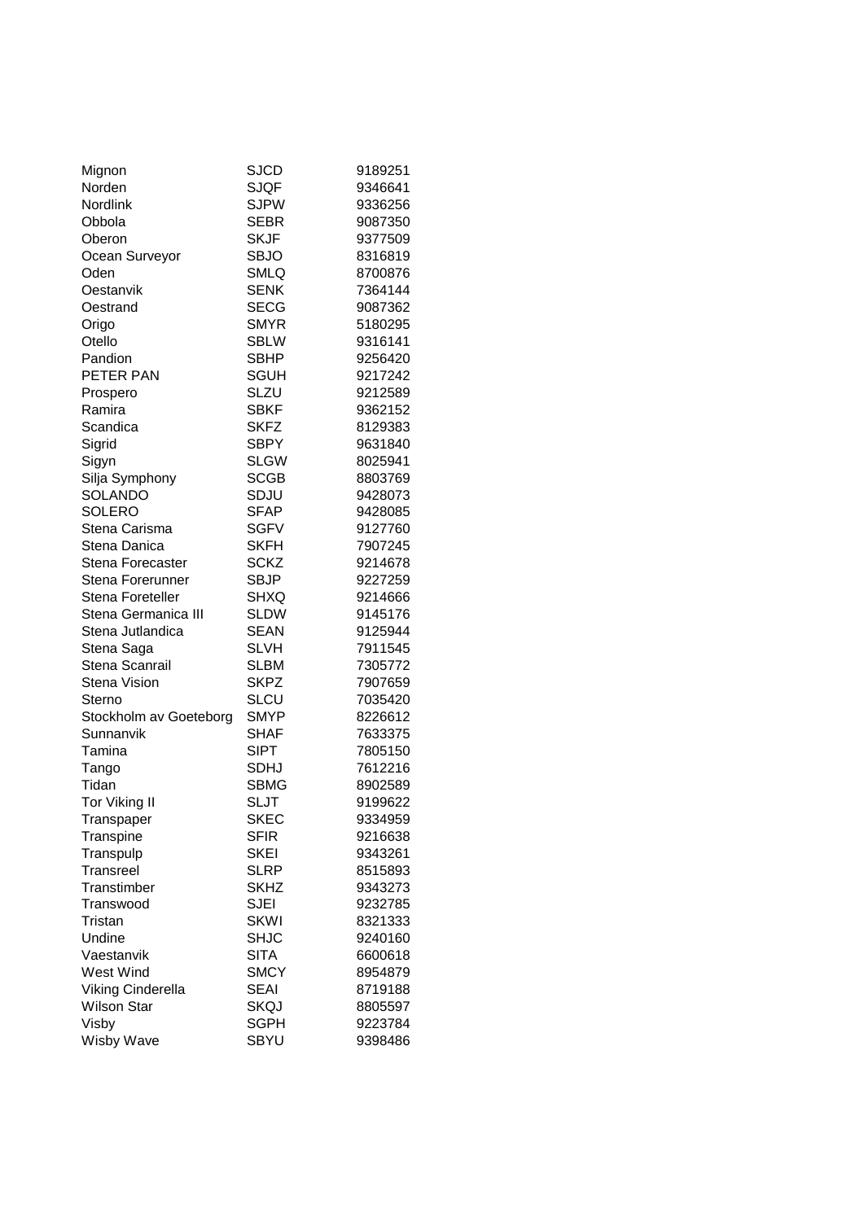| | | |
|---|---|---|
| Mignon | SJCD | 9189251 |
| Norden | SJQF | 9346641 |
| Nordlink | SJPW | 9336256 |
| Obbola | SEBR | 9087350 |
| Oberon | SKJF | 9377509 |
| Ocean Surveyor | SBJO | 8316819 |
| Oden | SMLQ | 8700876 |
| Oestanvik | SENK | 7364144 |
| Oestrand | SECG | 9087362 |
| Origo | SMYR | 5180295 |
| Otello | SBLW | 9316141 |
| Pandion | SBHP | 9256420 |
| PETER PAN | SGUH | 9217242 |
| Prospero | SLZU | 9212589 |
| Ramira | SBKF | 9362152 |
| Scandica | SKFZ | 8129383 |
| Sigrid | SBPY | 9631840 |
| Sigyn | SLGW | 8025941 |
| Silja Symphony | SCGB | 8803769 |
| SOLANDO | SDJU | 9428073 |
| SOLERO | SFAP | 9428085 |
| Stena Carisma | SGFV | 9127760 |
| Stena Danica | SKFH | 7907245 |
| Stena Forecaster | SCKZ | 9214678 |
| Stena Forerunner | SBJP | 9227259 |
| Stena Foreteller | SHXQ | 9214666 |
| Stena Germanica III | SLDW | 9145176 |
| Stena Jutlandica | SEAN | 9125944 |
| Stena Saga | SLVH | 7911545 |
| Stena Scanrail | SLBM | 7305772 |
| Stena Vision | SKPZ | 7907659 |
| Sterno | SLCU | 7035420 |
| Stockholm av Goeteborg | SMYP | 8226612 |
| Sunnanvik | SHAF | 7633375 |
| Tamina | SIPT | 7805150 |
| Tango | SDHJ | 7612216 |
| Tidan | SBMG | 8902589 |
| Tor Viking II | SLJT | 9199622 |
| Transpaper | SKEC | 9334959 |
| Transpine | SFIR | 9216638 |
| Transpulp | SKEI | 9343261 |
| Transreel | SLRP | 8515893 |
| Transtimber | SKHZ | 9343273 |
| Transwood | SJEI | 9232785 |
| Tristan | SKWI | 8321333 |
| Undine | SHJC | 9240160 |
| Vaestanvik | SITA | 6600618 |
| West Wind | SMCY | 8954879 |
| Viking Cinderella | SEAI | 8719188 |
| Wilson Star | SKQJ | 8805597 |
| Visby | SGPH | 9223784 |
| Wisby Wave | SBYU | 9398486 |